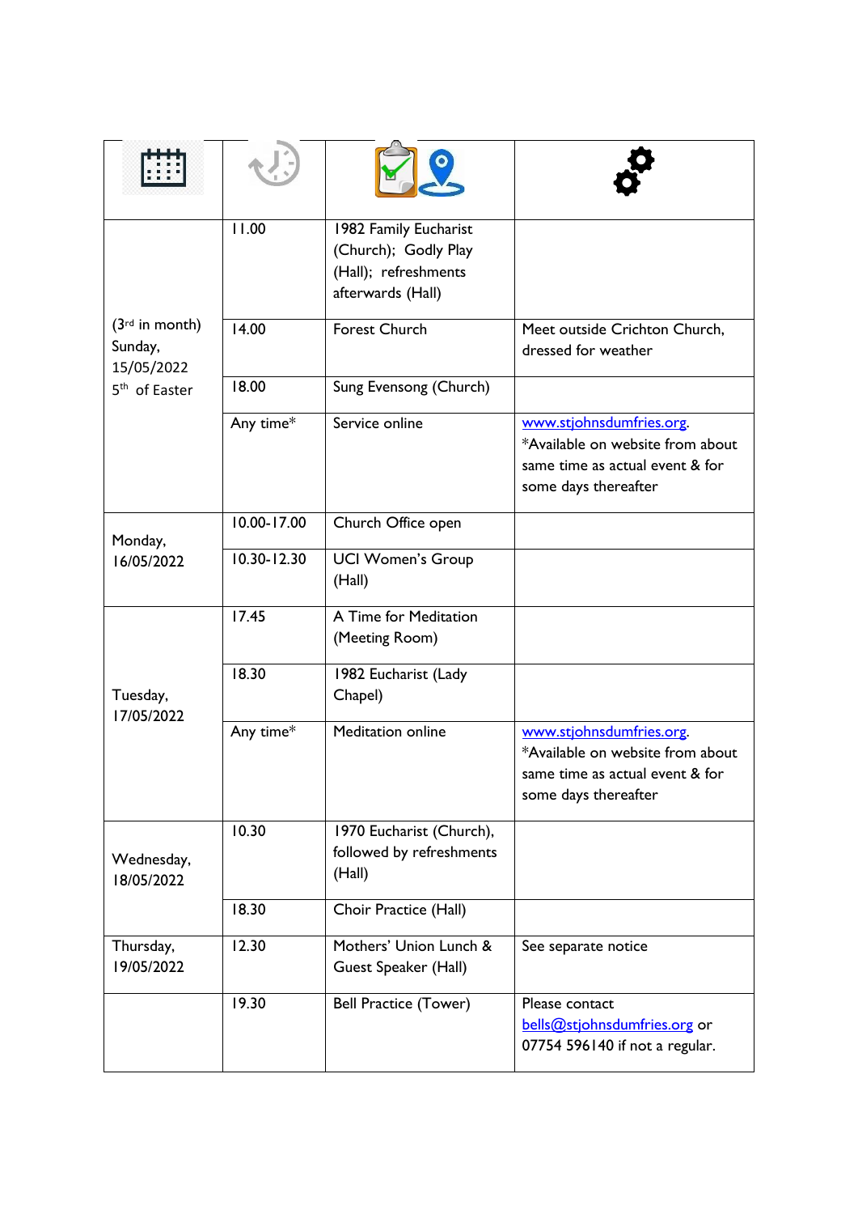| | | | |
|---|---|---|---|
| (3rd in month) Sunday, 15/05/2022 5th of Easter | 11.00 | 1982 Family Eucharist (Church); Godly Play (Hall); refreshments afterwards (Hall) | |
| | 14.00 | Forest Church | Meet outside Crichton Church, dressed for weather |
| | 18.00 | Sung Evensong (Church) | |
| | Any time* | Service online | www.stjohnsdumfries.org. *Available on website from about same time as actual event & for some days thereafter |
| Monday, 16/05/2022 | 10.00-17.00 | Church Office open | |
| | 10.30-12.30 | UCI Women's Group (Hall) | |
| Tuesday, 17/05/2022 | 17.45 | A Time for Meditation (Meeting Room) | |
| | 18.30 | 1982 Eucharist (Lady Chapel) | |
| | Any time* | Meditation online | www.stjohnsdumfries.org. *Available on website from about same time as actual event & for some days thereafter |
| Wednesday, 18/05/2022 | 10.30 | 1970 Eucharist (Church), followed by refreshments (Hall) | |
| | 18.30 | Choir Practice (Hall) | |
| Thursday, 19/05/2022 | 12.30 | Mothers' Union Lunch & Guest Speaker (Hall) | See separate notice |
| | 19.30 | Bell Practice (Tower) | Please contact bells@stjohnsdumfries.org or 07754 596140 if not a regular. |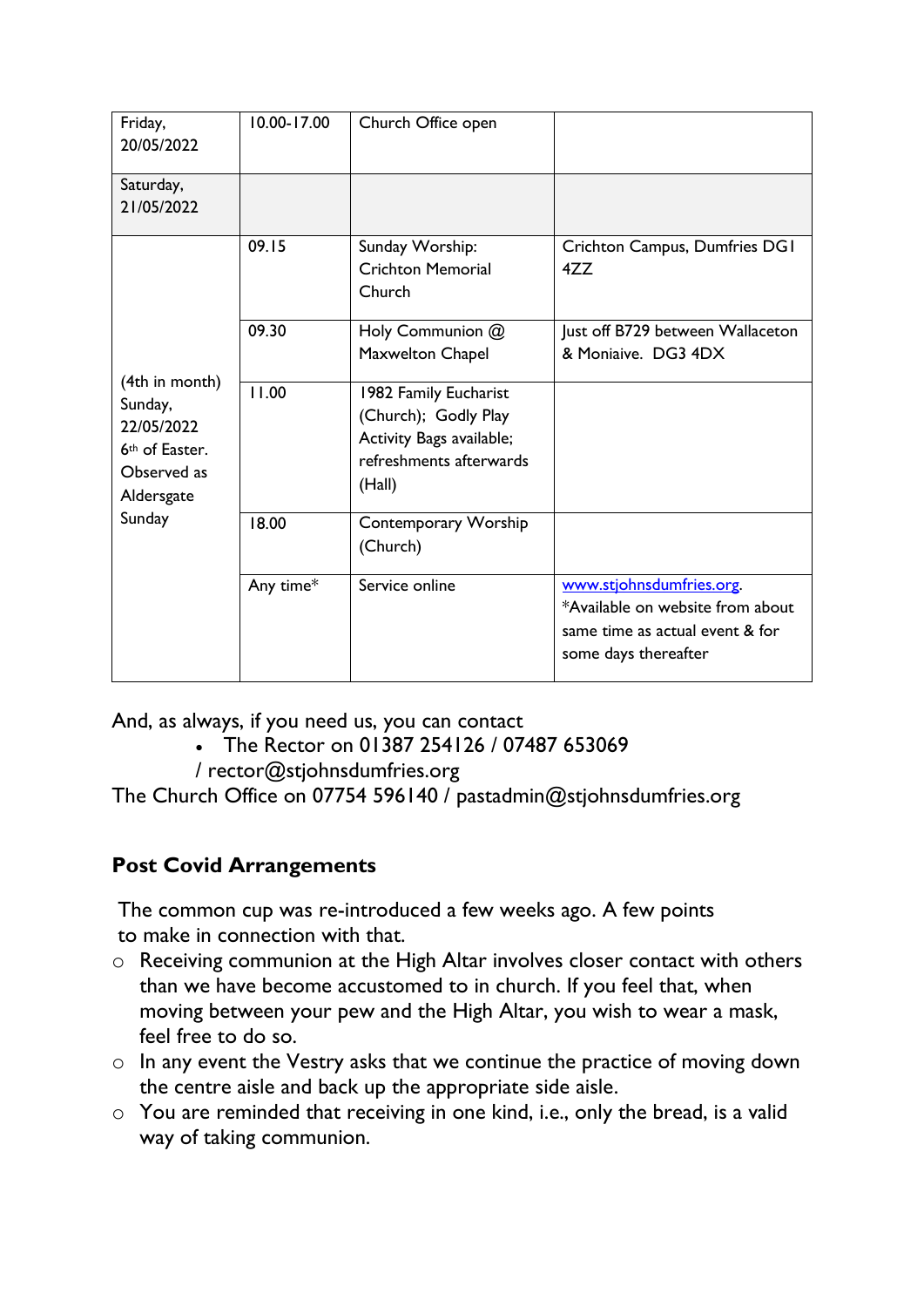| Friday, 20/05/2022 | 10.00-17.00 | Church Office open | |
|---|---|---|---|
| Saturday, 21/05/2022 | | | |
| (4th in month) Sunday, 22/05/2022 6th of Easter. Observed as Aldersgate Sunday | 09.15 | Sunday Worship: Crichton Memorial Church | Crichton Campus, Dumfries DG1 4ZZ |
| | 09.30 | Holy Communion @ Maxwelton Chapel | Just off B729 between Wallaceton & Moniaive. DG3 4DX |
| | 11.00 | 1982 Family Eucharist (Church); Godly Play Activity Bags available; refreshments afterwards (Hall) | |
| | 18.00 | Contemporary Worship (Church) | |
| | Any time* | Service online | www.stjohnsdumfries.org. *Available on website from about same time as actual event & for some days thereafter |

And, as always, if you need us, you can contact

- The Rector on 01387 254126 / 07487 653069 / rector@stjohnsdumfries.org

The Church Office on 07754 596140 / pastadmin@stjohnsdumfries.org

## Post Covid Arrangements

The common cup was re-introduced a few weeks ago. A few points to make in connection with that.

- Receiving communion at the High Altar involves closer contact with others than we have become accustomed to in church. If you feel that, when moving between your pew and the High Altar, you wish to wear a mask, feel free to do so.
- In any event the Vestry asks that we continue the practice of moving down the centre aisle and back up the appropriate side aisle.
- You are reminded that receiving in one kind, i.e., only the bread, is a valid way of taking communion.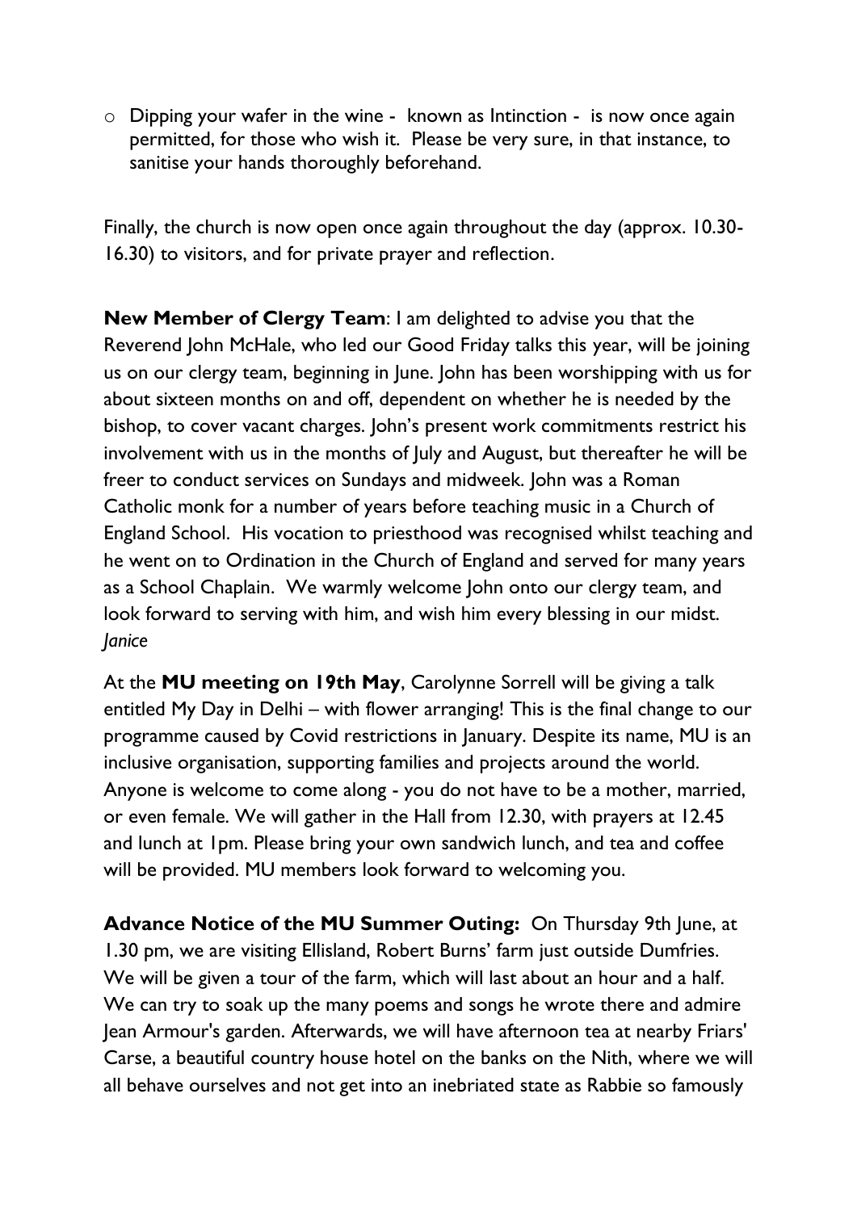- Dipping your wafer in the wine - known as Intinction - is now once again permitted, for those who wish it. Please be very sure, in that instance, to sanitise your hands thoroughly beforehand.

Finally, the church is now open once again throughout the day (approx. 10.30-16.30) to visitors, and for private prayer and reflection.

**New Member of Clergy Team**: I am delighted to advise you that the Reverend John McHale, who led our Good Friday talks this year, will be joining us on our clergy team, beginning in June. John has been worshipping with us for about sixteen months on and off, dependent on whether he is needed by the bishop, to cover vacant charges. John's present work commitments restrict his involvement with us in the months of July and August, but thereafter he will be freer to conduct services on Sundays and midweek. John was a Roman Catholic monk for a number of years before teaching music in a Church of England School. His vocation to priesthood was recognised whilst teaching and he went on to Ordination in the Church of England and served for many years as a School Chaplain. We warmly welcome John onto our clergy team, and look forward to serving with him, and wish him every blessing in our midst.
*Janice*

At the **MU meeting on 19th May**, Carolynne Sorrell will be giving a talk entitled My Day in Delhi – with flower arranging! This is the final change to our programme caused by Covid restrictions in January. Despite its name, MU is an inclusive organisation, supporting families and projects around the world. Anyone is welcome to come along - you do not have to be a mother, married, or even female. We will gather in the Hall from 12.30, with prayers at 12.45 and lunch at 1pm. Please bring your own sandwich lunch, and tea and coffee will be provided. MU members look forward to welcoming you.

**Advance Notice of the MU Summer Outing:** On Thursday 9th June, at 1.30 pm, we are visiting Ellisland, Robert Burns' farm just outside Dumfries. We will be given a tour of the farm, which will last about an hour and a half. We can try to soak up the many poems and songs he wrote there and admire Jean Armour's garden. Afterwards, we will have afternoon tea at nearby Friars' Carse, a beautiful country house hotel on the banks on the Nith, where we will all behave ourselves and not get into an inebriated state as Rabbie so famously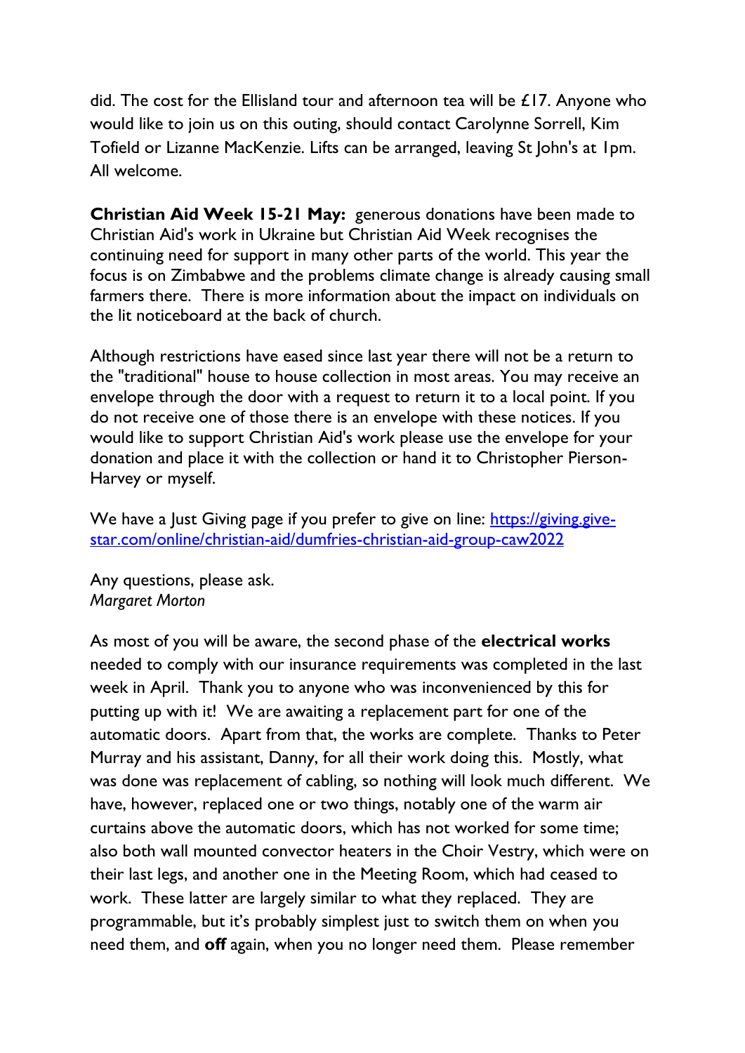did. The cost for the Ellisland tour and afternoon tea will be £17. Anyone who would like to join us on this outing, should contact Carolynne Sorrell, Kim Tofield or Lizanne MacKenzie. Lifts can be arranged, leaving St John's at 1pm. All welcome.

**Christian Aid Week 15-21 May:** generous donations have been made to Christian Aid's work in Ukraine but Christian Aid Week recognises the continuing need for support in many other parts of the world. This year the focus is on Zimbabwe and the problems climate change is already causing small farmers there. There is more information about the impact on individuals on the lit noticeboard at the back of church.

Although restrictions have eased since last year there will not be a return to the "traditional" house to house collection in most areas. You may receive an envelope through the door with a request to return it to a local point. If you do not receive one of those there is an envelope with these notices. If you would like to support Christian Aid's work please use the envelope for your donation and place it with the collection or hand it to Christopher Pierson-Harvey or myself.

We have a Just Giving page if you prefer to give on line: [https://giving.give-star.com/online/christian-aid/dumfries-christian-aid-group-caw2022](https://giving.give-star.com/online/christian-aid/dumfries-christian-aid-group-caw2022)

Any questions, please ask.
*Margaret Morton*

As most of you will be aware, the second phase of the **electrical works** needed to comply with our insurance requirements was completed in the last week in April. Thank you to anyone who was inconvenienced by this for putting up with it! We are awaiting a replacement part for one of the automatic doors. Apart from that, the works are complete. Thanks to Peter Murray and his assistant, Danny, for all their work doing this. Mostly, what was done was replacement of cabling, so nothing will look much different. We have, however, replaced one or two things, notably one of the warm air curtains above the automatic doors, which has not worked for some time; also both wall mounted convector heaters in the Choir Vestry, which were on their last legs, and another one in the Meeting Room, which had ceased to work. These latter are largely similar to what they replaced. They are programmable, but it's probably simplest just to switch them on when you need them, and **off** again, when you no longer need them. Please remember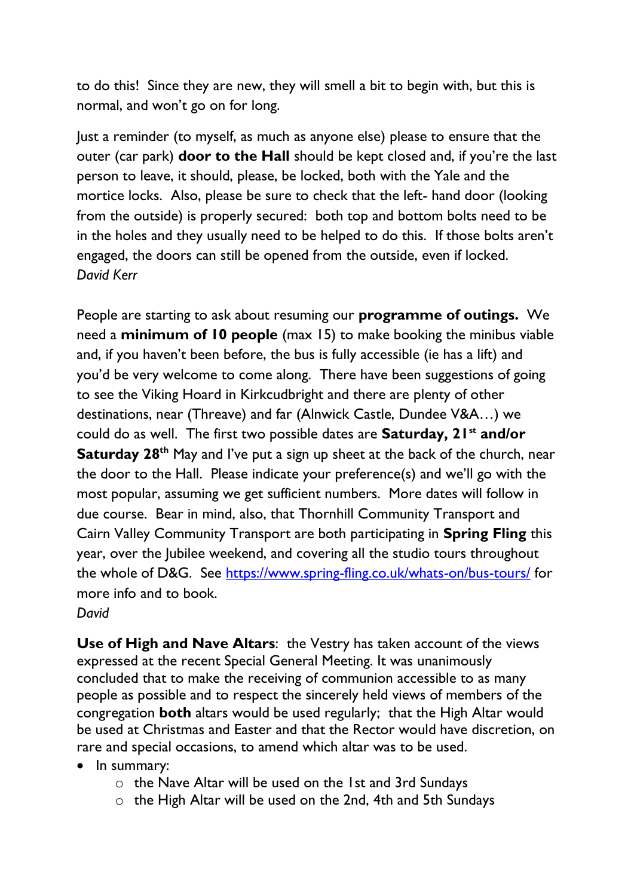to do this! Since they are new, they will smell a bit to begin with, but this is normal, and won't go on for long.

Just a reminder (to myself, as much as anyone else) please to ensure that the outer (car park) **door to the Hall** should be kept closed and, if you're the last person to leave, it should, please, be locked, both with the Yale and the mortice locks. Also, please be sure to check that the left- hand door (looking from the outside) is properly secured: both top and bottom bolts need to be in the holes and they usually need to be helped to do this. If those bolts aren't engaged, the doors can still be opened from the outside, even if locked.
*David Kerr*

People are starting to ask about resuming our **programme of outings.** We need a **minimum of 10 people** (max 15) to make booking the minibus viable and, if you haven't been before, the bus is fully accessible (ie has a lift) and you'd be very welcome to come along. There have been suggestions of going to see the Viking Hoard in Kirkcudbright and there are plenty of other destinations, near (Threave) and far (Alnwick Castle, Dundee V&A…) we could do as well. The first two possible dates are **Saturday, 21st and/or Saturday 28th** May and I've put a sign up sheet at the back of the church, near the door to the Hall. Please indicate your preference(s) and we'll go with the most popular, assuming we get sufficient numbers. More dates will follow in due course. Bear in mind, also, that Thornhill Community Transport and Cairn Valley Community Transport are both participating in **Spring Fling** this year, over the Jubilee weekend, and covering all the studio tours throughout the whole of D&G. See https://www.spring-fling.co.uk/whats-on/bus-tours/ for more info and to book.
*David*

**Use of High and Nave Altars**: the Vestry has taken account of the views expressed at the recent Special General Meeting. It was unanimously concluded that to make the receiving of communion accessible to as many people as possible and to respect the sincerely held views of members of the congregation **both** altars would be used regularly; that the High Altar would be used at Christmas and Easter and that the Rector would have discretion, on rare and special occasions, to amend which altar was to be used.

- In summary:
  - the Nave Altar will be used on the 1st and 3rd Sundays
  - the High Altar will be used on the 2nd, 4th and 5th Sundays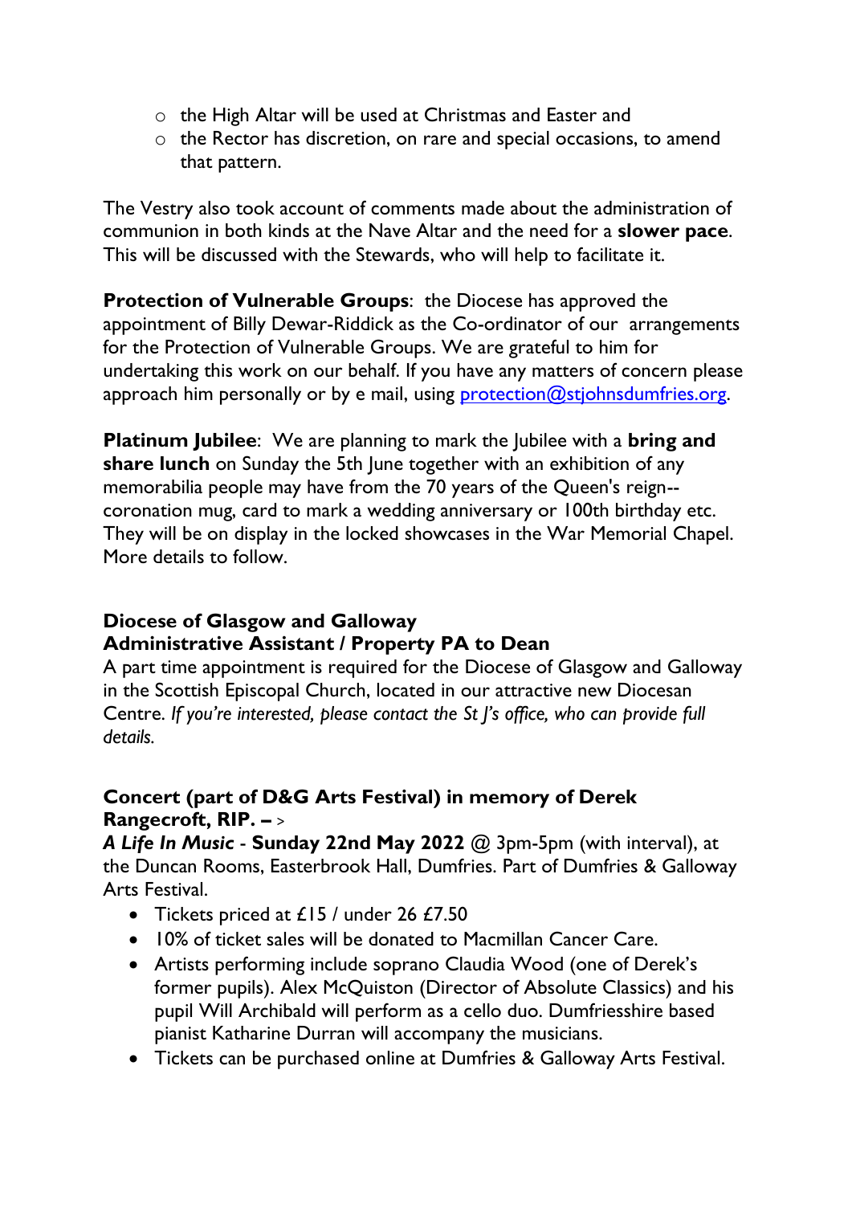- the High Altar will be used at Christmas and Easter and
- the Rector has discretion, on rare and special occasions, to amend that pattern.

The Vestry also took account of comments made about the administration of communion in both kinds at the Nave Altar and the need for a **slower pace**. This will be discussed with the Stewards, who will help to facilitate it.

**Protection of Vulnerable Groups**: the Diocese has approved the appointment of Billy Dewar-Riddick as the Co-ordinator of our arrangements for the Protection of Vulnerable Groups. We are grateful to him for undertaking this work on our behalf. If you have any matters of concern please approach him personally or by e mail, using [protection@stjohnsdumfries.org](mailto:protection@stjohnsdumfries.org).

**Platinum Jubilee**: We are planning to mark the Jubilee with a **bring and share lunch** on Sunday the 5th June together with an exhibition of any memorabilia people may have from the 70 years of the Queen's reign--coronation mug, card to mark a wedding anniversary or 100th birthday etc. They will be on display in the locked showcases in the War Memorial Chapel. More details to follow.

**Diocese of Glasgow and Galloway**
**Administrative Assistant / Property PA to Dean**

A part time appointment is required for the Diocese of Glasgow and Galloway in the Scottish Episcopal Church, located in our attractive new Diocesan Centre. *If you're interested, please contact the St J's office, who can provide full details.*

**Concert (part of D&G Arts Festival) in memory of Derek Rangecroft, RIP. –** >

***A Life In Music*** - **Sunday 22nd May 2022** @ 3pm-5pm (with interval), at the Duncan Rooms, Easterbrook Hall, Dumfries. Part of Dumfries & Galloway Arts Festival.

- Tickets priced at £15 / under 26 £7.50
- 10% of ticket sales will be donated to Macmillan Cancer Care.
- Artists performing include soprano Claudia Wood (one of Derek's former pupils). Alex McQuiston (Director of Absolute Classics) and his pupil Will Archibald will perform as a cello duo. Dumfriesshire based pianist Katharine Durran will accompany the musicians.
- Tickets can be purchased online at Dumfries & Galloway Arts Festival.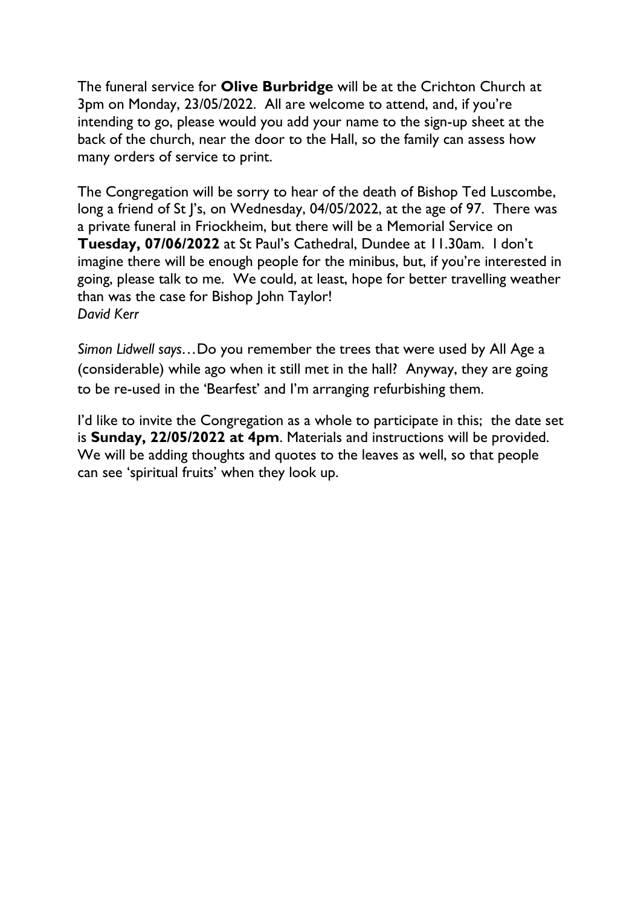The funeral service for **Olive Burbridge** will be at the Crichton Church at 3pm on Monday, 23/05/2022. All are welcome to attend, and, if you're intending to go, please would you add your name to the sign-up sheet at the back of the church, near the door to the Hall, so the family can assess how many orders of service to print.

The Congregation will be sorry to hear of the death of Bishop Ted Luscombe, long a friend of St J's, on Wednesday, 04/05/2022, at the age of 97. There was a private funeral in Friockheim, but there will be a Memorial Service on **Tuesday, 07/06/2022** at St Paul's Cathedral, Dundee at 11.30am. I don't imagine there will be enough people for the minibus, but, if you're interested in going, please talk to me. We could, at least, hope for better travelling weather than was the case for Bishop John Taylor!
*David Kerr*

*Simon Lidwell says…* Do you remember the trees that were used by All Age a (considerable) while ago when it still met in the hall? Anyway, they are going to be re-used in the 'Bearfest' and I'm arranging refurbishing them.

I'd like to invite the Congregation as a whole to participate in this; the date set is **Sunday, 22/05/2022 at 4pm**. Materials and instructions will be provided. We will be adding thoughts and quotes to the leaves as well, so that people can see 'spiritual fruits' when they look up.